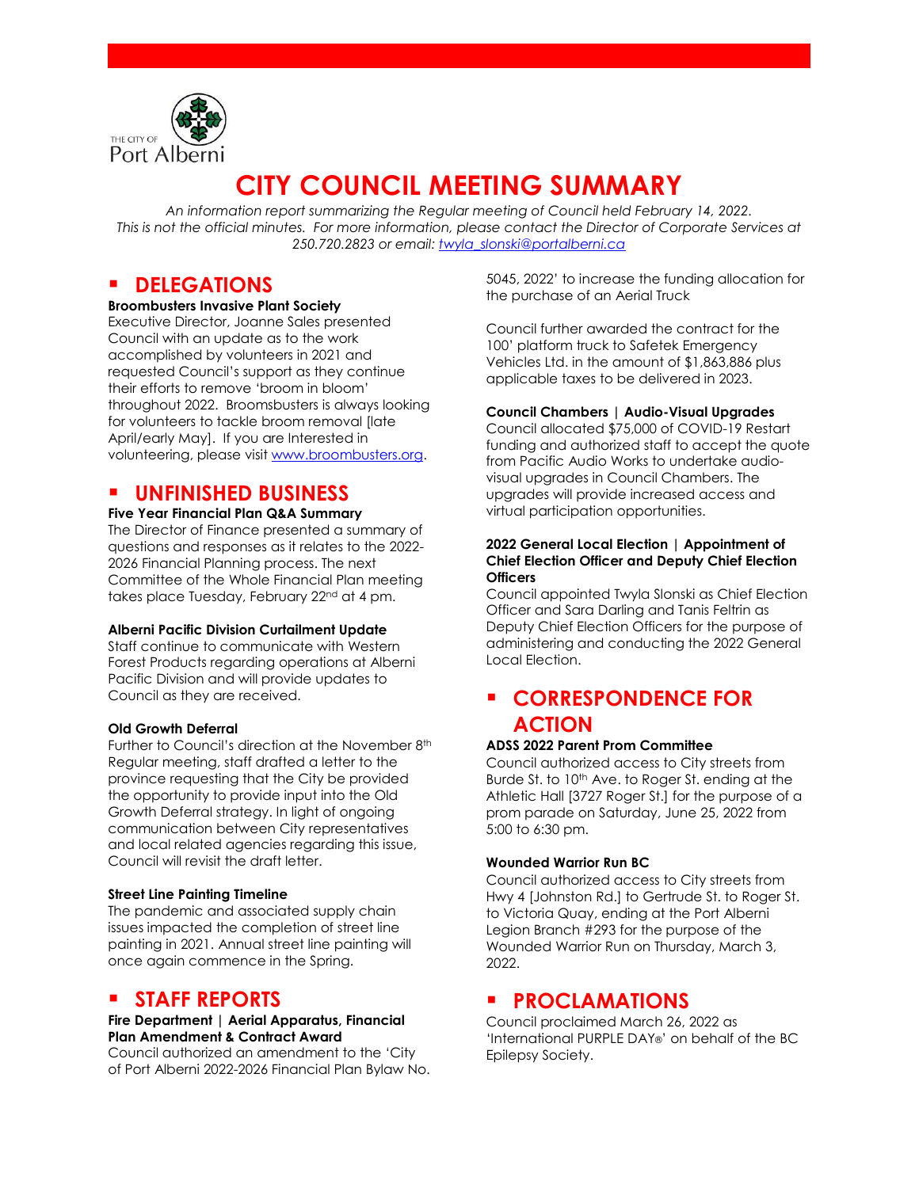THE CITY OF Port Alberni

# CITY COUNCIL MEETING SUMMARY

*An information report summarizing the Regular meeting of Council held February 14, 2022. This is not the official minutes. For more information, please contact the Director of Corporate Services at 250.720.2823 or email: [twyla_slonski@portalberni.ca](mailto:twyla_slonski@portalberni.ca)*

## DELEGATIONS

**Broombusters Invasive Plant Society**
Executive Director, Joanne Sales presented Council with an update as to the work accomplished by volunteers in 2021 and requested Council's support as they continue their efforts to remove 'broom in bloom' throughout 2022. Broomsbusters is always looking for volunteers to tackle broom removal [late April/early May]. If you are Interested in volunteering, please visit [www.broombusters.org](http://www.broombusters.org).

## UNFINISHED BUSINESS

**Five Year Financial Plan Q&A Summary**
The Director of Finance presented a summary of questions and responses as it relates to the 2022-2026 Financial Planning process. The next Committee of the Whole Financial Plan meeting takes place Tuesday, February 22nd at 4 pm.

**Alberni Pacific Division Curtailment Update**
Staff continue to communicate with Western Forest Products regarding operations at Alberni Pacific Division and will provide updates to Council as they are received.

**Old Growth Deferral**
Further to Council's direction at the November 8th Regular meeting, staff drafted a letter to the province requesting that the City be provided the opportunity to provide input into the Old Growth Deferral strategy. In light of ongoing communication between City representatives and local related agencies regarding this issue, Council will revisit the draft letter.

**Street Line Painting Timeline**
The pandemic and associated supply chain issues impacted the completion of street line painting in 2021. Annual street line painting will once again commence in the Spring.

## STAFF REPORTS

**Fire Department | Aerial Apparatus, Financial Plan Amendment & Contract Award**
Council authorized an amendment to the 'City of Port Alberni 2022-2026 Financial Plan Bylaw No. 5045, 2022' to increase the funding allocation for the purchase of an Aerial Truck

Council further awarded the contract for the 100' platform truck to Safetek Emergency Vehicles Ltd. in the amount of $1,863,886 plus applicable taxes to be delivered in 2023.

**Council Chambers | Audio-Visual Upgrades**
Council allocated $75,000 of COVID-19 Restart funding and authorized staff to accept the quote from Pacific Audio Works to undertake audio-visual upgrades in Council Chambers. The upgrades will provide increased access and virtual participation opportunities.

**2022 General Local Election | Appointment of Chief Election Officer and Deputy Chief Election Officers**
Council appointed Twyla Slonski as Chief Election Officer and Sara Darling and Tanis Feltrin as Deputy Chief Election Officers for the purpose of administering and conducting the 2022 General Local Election.

## CORRESPONDENCE FOR ACTION

**ADSS 2022 Parent Prom Committee**
Council authorized access to City streets from Burde St. to 10th Ave. to Roger St. ending at the Athletic Hall [3727 Roger St.] for the purpose of a prom parade on Saturday, June 25, 2022 from 5:00 to 6:30 pm.

**Wounded Warrior Run BC**
Council authorized access to City streets from Hwy 4 [Johnston Rd.] to Gertrude St. to Roger St. to Victoria Quay, ending at the Port Alberni Legion Branch #293 for the purpose of the Wounded Warrior Run on Thursday, March 3, 2022.

## PROCLAMATIONS

Council proclaimed March 26, 2022 as 'International PURPLE DAY®' on behalf of the BC Epilepsy Society.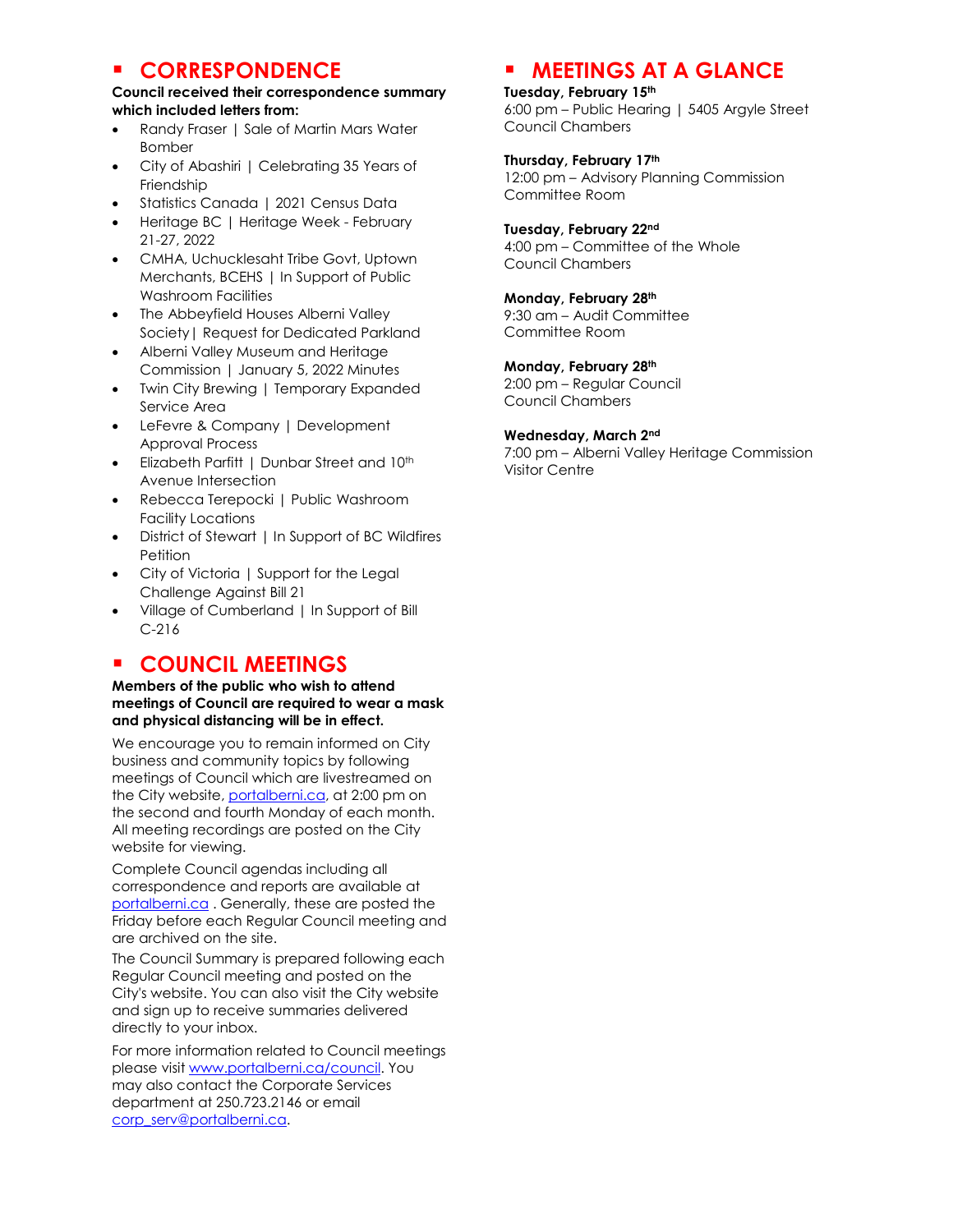## CORRESPONDENCE

**Council received their correspondence summary which included letters from:**

- Randy Fraser | Sale of Martin Mars Water Bomber
- City of Abashiri | Celebrating 35 Years of Friendship
- Statistics Canada | 2021 Census Data
- Heritage BC | Heritage Week - February 21-27, 2022
- CMHA, Uchucklesaht Tribe Govt, Uptown Merchants, BCEHS | In Support of Public Washroom Facilities
- The Abbeyfield Houses Alberni Valley Society| Request for Dedicated Parkland
- Alberni Valley Museum and Heritage Commission | January 5, 2022 Minutes
- Twin City Brewing | Temporary Expanded Service Area
- LeFevre & Company | Development Approval Process
- Elizabeth Parfitt | Dunbar Street and 10th Avenue Intersection
- Rebecca Terepocki | Public Washroom Facility Locations
- District of Stewart | In Support of BC Wildfires Petition
- City of Victoria | Support for the Legal Challenge Against Bill 21
- Village of Cumberland | In Support of Bill C-216

## COUNCIL MEETINGS

**Members of the public who wish to attend meetings of Council are required to wear a mask and physical distancing will be in effect.**

We encourage you to remain informed on City business and community topics by following meetings of Council which are livestreamed on the City website, [portalberni.ca](portalberni.ca), at 2:00 pm on the second and fourth Monday of each month. All meeting recordings are posted on the City website for viewing.

Complete Council agendas including all correspondence and reports are available at [portalberni.ca](portalberni.ca) . Generally, these are posted the Friday before each Regular Council meeting and are archived on the site.

The Council Summary is prepared following each Regular Council meeting and posted on the City's website. You can also visit the City website and sign up to receive summaries delivered directly to your inbox.

For more information related to Council meetings please visit [www.portalberni.ca/council](www.portalberni.ca/council). You may also contact the Corporate Services department at 250.723.2146 or email [corp_serv@portalberni.ca](mailto:corp_serv@portalberni.ca).

## MEETINGS AT A GLANCE

**Tuesday, February 15th**
6:00 pm – Public Hearing | 5405 Argyle Street
Council Chambers

**Thursday, February 17th**
12:00 pm – Advisory Planning Commission
Committee Room

**Tuesday, February 22nd**
4:00 pm – Committee of the Whole
Council Chambers

**Monday, February 28th**
9:30 am – Audit Committee
Committee Room

**Monday, February 28th**
2:00 pm – Regular Council
Council Chambers

**Wednesday, March 2nd**
7:00 pm – Alberni Valley Heritage Commission
Visitor Centre